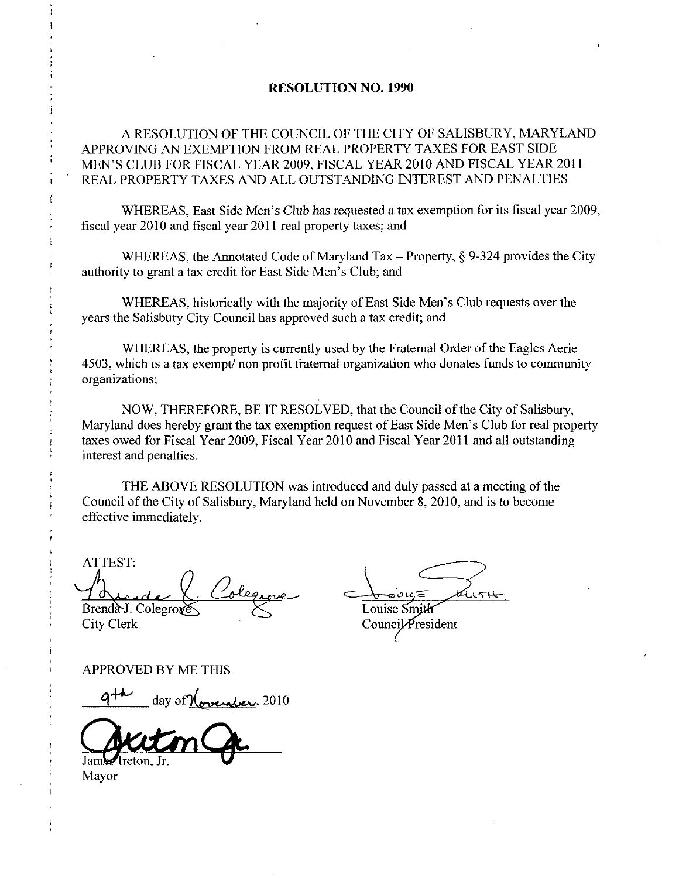**RESOLUTION NO. 1990**

A RESOLUTION OF THE COUNCIL OF THE CITY OF SALISBURY, MARYLAND APPROVING AN EXEMPTION FROM REAL PROPERTY TAXES FOR EAST SIDE MEN'S CLUB FOR FISCAL YEAR 2009, FISCAL YEAR 2010 AND FISCAL YEAR 2011 REAL PROPERTY TAXES AND ALL OUTSTANDING INTEREST AND PENALTIES

WHEREAS, East Side Men's Club has requested a tax exemption for its fiscal year 2009, fiscal year 2010 and fiscal year 2011 real property taxes; and

WHEREAS, the Annotated Code of Maryland Tax – Property, § 9-324 provides the City authority to grant a tax credit for East Side Men's Club; and

WHEREAS, historically with the majority of East Side Men's Club requests over the years the Salisbury City Council has approved such a tax credit; and

WHEREAS, the property is currently used by the Fraternal Order of the Eagles Aerie 4503, which is a tax exempt/ non profit fraternal organization who donates funds to community organizations;

NOW, THEREFORE, BE IT RESOLVED, that the Council of the City of Salisbury, Maryland does hereby grant the tax exemption request of East Side Men's Club for real property taxes owed for Fiscal Year 2009, Fiscal Year 2010 and Fiscal Year 2011 and all outstanding interest and penalties.

THE ABOVE RESOLUTION was introduced and duly passed at a meeting of the Council of the City of Salisbury, Maryland held on November 8, 2010, and is to become effective immediately.

ATTEST:

Brenda J. Colegrove
City Clerk

Louise Smith
Council President

APPROVED BY ME THIS

9th day of November, 2010

James Ireton, Jr.
Mayor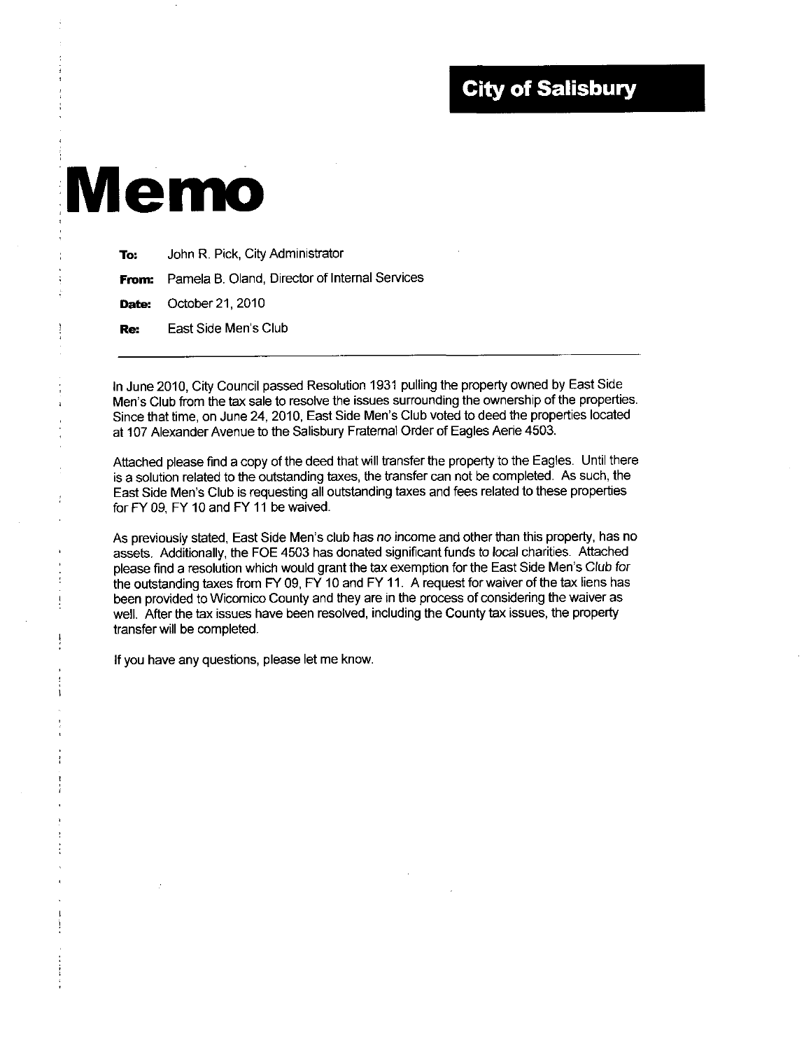**City of Salisbury**

# Memo

**To:** John R. Pick, City Administrator

**From:** Pamela B. Oland, Director of Internal Services

**Date:** October 21, 2010

**Re:** East Side Men's Club

---

In June 2010, City Council passed Resolution 1931 pulling the property owned by East Side Men's Club from the tax sale to resolve the issues surrounding the ownership of the properties. Since that time, on June 24, 2010, East Side Men's Club voted to deed the properties located at 107 Alexander Avenue to the Salisbury Fraternal Order of Eagles Aerie 4503.

Attached please find a copy of the deed that will transfer the property to the Eagles. Until there is a solution related to the outstanding taxes, the transfer can not be completed. As such, the East Side Men's Club is requesting all outstanding taxes and fees related to these properties for FY 09, FY 10 and FY 11 be waived.

As previously stated, East Side Men's club has no income and other than this property, has no assets. Additionally, the FOE 4503 has donated significant funds to local charities. Attached please find a resolution which would grant the tax exemption for the East Side Men's Club for the outstanding taxes from FY 09, FY 10 and FY 11. A request for waiver of the tax liens has been provided to Wicomico County and they are in the process of considering the waiver as well. After the tax issues have been resolved, including the County tax issues, the property transfer will be completed.

If you have any questions, please let me know.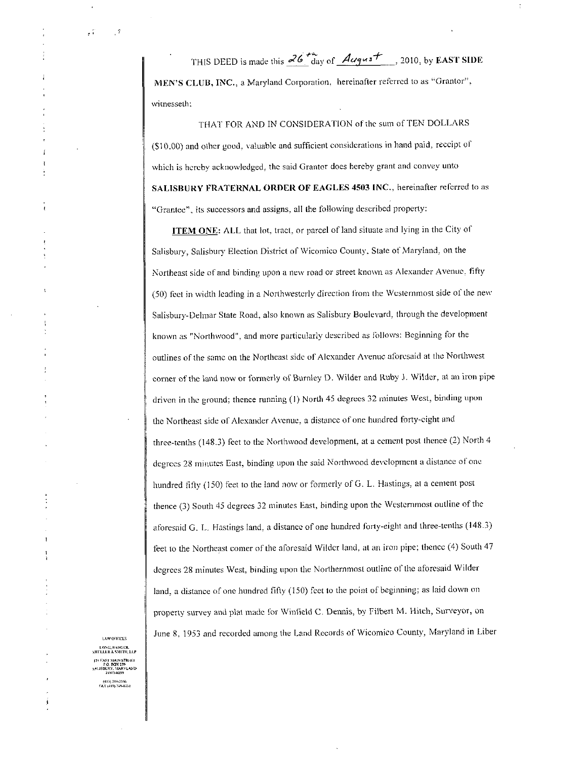THIS DEED is made this 26th day of August, 2010, by **EAST SIDE MEN'S CLUB, INC.**, a Maryland Corporation, hereinafter referred to as "Grantor", witnesseth:

THAT FOR AND IN CONSIDERATION of the sum of TEN DOLLARS ($10.00) and other good, valuable and sufficient considerations in hand paid, receipt of which is hereby acknowledged, the said Grantor does hereby grant and convey unto **SALISBURY FRATERNAL ORDER OF EAGLES 4503 INC.**, hereinafter referred to as "Grantee", its successors and assigns, all the following described property:

**ITEM ONE:** ALL that lot, tract, or parcel of land situate and lying in the City of Salisbury, Salisbury Election District of Wicomico County, State of Maryland, on the Northeast side of and binding upon a new road or street known as Alexander Avenue, fifty (50) feet in width leading in a Northwesterly direction from the Westernmost side of the new Salisbury-Delmar State Road, also known as Salisbury Boulevard, through the development known as "Northwood", and more particularly described as follows: Beginning for the outlines of the same on the Northeast side of Alexander Avenue aforesaid at the Northwest corner of the land now or formerly of Burnley D. Wilder and Ruby J. Wilder, at an iron pipe driven in the ground; thence running (1) North 45 degrees 32 minutes West, binding upon the Northeast side of Alexander Avenue, a distance of one hundred forty-eight and three-tenths (148.3) feet to the Northwood development, at a cement post thence (2) North 4 degrees 28 minutes East, binding upon the said Northwood development a distance of one hundred fifty (150) feet to the land now or formerly of G. L. Hastings, at a cement post thence (3) South 45 degrees 32 minutes East, binding upon the Westernmost outline of the aforesaid G. L. Hastings land, a distance of one hundred forty-eight and three-tenths (148.3) feet to the Northeast corner of the aforesaid Wilder land, at an iron pipe; thence (4) South 47 degrees 28 minutes West, binding upon the Northernmost outline of the aforesaid Wilder land, a distance of one hundred fifty (150) feet to the point of beginning; as laid down on property survey and plat made for Winfield C. Dennis, by Filbert M. Hitch, Surveyor, on June 8, 1953 and recorded among the Land Records of Wicomico County, Maryland in Liber

LAW OFFICES
LONG, BADGER, SHILLER & SMITH, LLP
124 EAST MAIN STREET
P.O. BOX 256
SALISBURY, MARYLAND 21803-0259
(410) 749-2356
FAX (410) 749-8751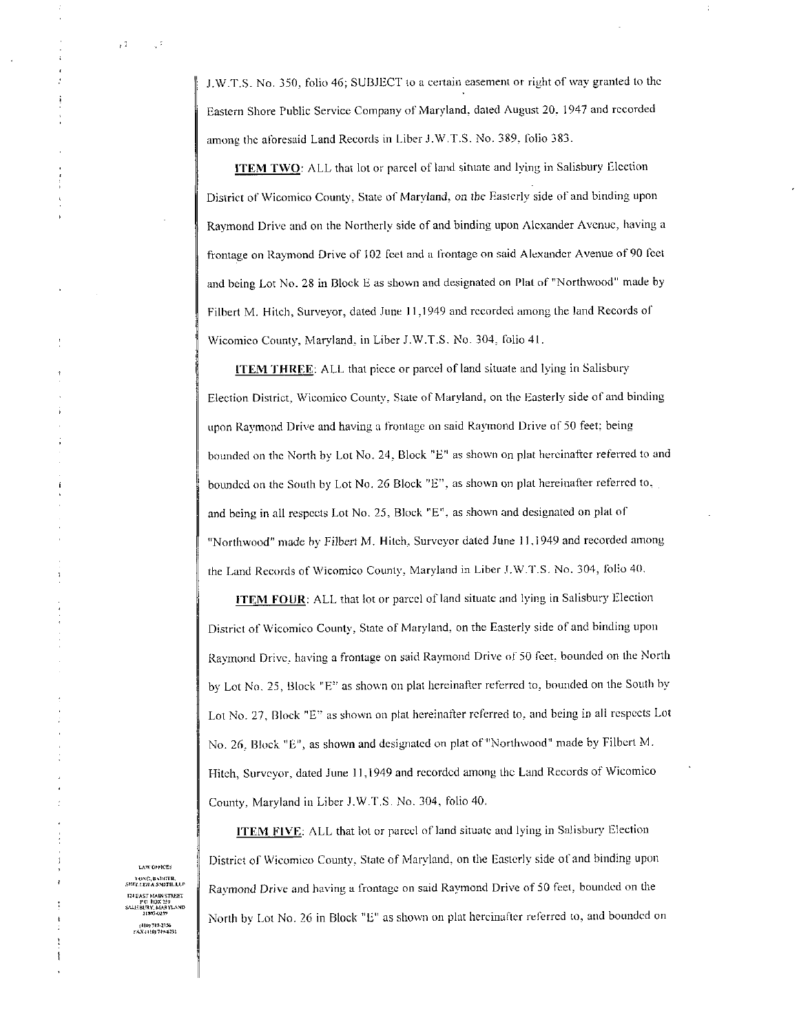J.W.T.S. No. 350, folio 46; SUBJECT to a certain easement or right of way granted to the Eastern Shore Public Service Company of Maryland, dated August 20, 1947 and recorded among the aforesaid Land Records in Liber J.W.T.S. No. 389, folio 383.

**ITEM TWO**: ALL that lot or parcel of land situate and lying in Salisbury Election District of Wicomico County, State of Maryland, on the Easterly side of and binding upon Raymond Drive and on the Northerly side of and binding upon Alexander Avenue, having a frontage on Raymond Drive of 102 feet and a frontage on said Alexander Avenue of 90 feet and being Lot No. 28 in Block E as shown and designated on Plat of "Northwood" made by Filbert M. Hitch, Surveyor, dated June 11,1949 and recorded among the land Records of Wicomico County, Maryland, in Liber J.W.T.S. No. 304, folio 41.

**ITEM THREE**: ALL that piece or parcel of land situate and lying in Salisbury Election District, Wicomico County, State of Maryland, on the Easterly side of and binding upon Raymond Drive and having a frontage on said Raymond Drive of 50 feet; being bounded on the North by Lot No. 24, Block "E" as shown on plat hereinafter referred to and bounded on the South by Lot No. 26 Block "E", as shown on plat hereinafter referred to, and being in all respects Lot No. 25, Block "E", as shown and designated on plat of "Northwood" made by Filbert M. Hitch, Surveyor dated June 11,1949 and recorded among the Land Records of Wicomico County, Maryland in Liber J.W.T.S. No. 304, folio 40.

**ITEM FOUR**: ALL that lot or parcel of land situate and lying in Salisbury Election District of Wicomico County, State of Maryland, on the Easterly side of and binding upon Raymond Drive, having a frontage on said Raymond Drive of 50 feet, bounded on the North by Lot No. 25, Block "E" as shown on plat hereinafter referred to, bounded on the South by Lot No. 27, Block "E" as shown on plat hereinafter referred to, and being in all respects Lot No. 26, Block "E", as shown and designated on plat of "Northwood" made by Filbert M. Hitch, Surveyor, dated June 11,1949 and recorded among the Land Records of Wicomico County, Maryland in Liber J.W.T.S. No. 304, folio 40.

**ITEM FIVE**: ALL that lot or parcel of land situate and lying in Salisbury Election District of Wicomico County, State of Maryland, on the Easterly side of and binding upon Raymond Drive and having a frontage on said Raymond Drive of 50 feet, bounded on the North by Lot No. 26 in Block "E" as shown on plat hereinafter referred to, and bounded on

LAW OFFICES
LONG, BADGER, SHELLER & SMITH, LLP
124 EAST MAIN STREET
P.O. BOX 359
SALISBURY, MARYLAND 21803-0359
(410) 749-2356
FAX (410) 749-8231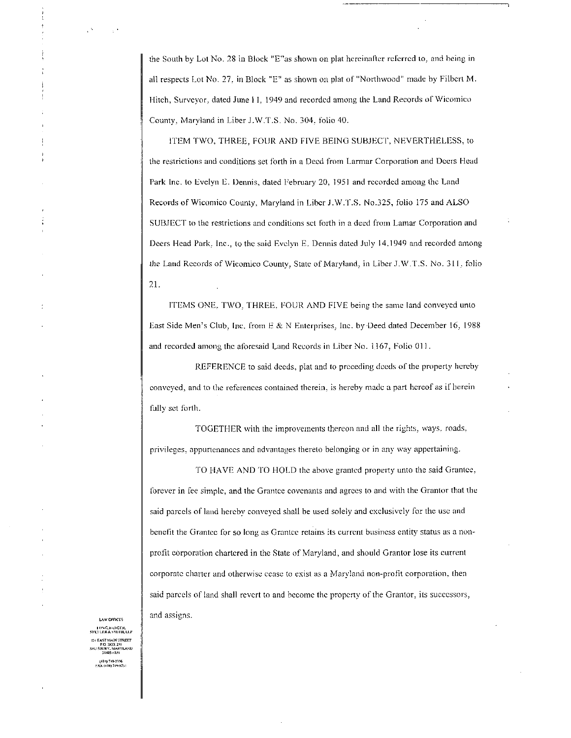the South by Lot No. 28 in Block "E"as shown on plat hereinafter referred to, and being in all respects Lot No. 27, in Block "E" as shown on plat of "Northwood" made by Filbert M. Hitch, Surveyor, dated June 11, 1949 and recorded among the Land Records of Wicomico County, Maryland in Liber J.W.T.S. No. 304, folio 40.

ITEM TWO, THREE, FOUR AND FIVE BEING SUBJECT, NEVERTHELESS, to the restrictions and conditions set forth in a Deed from Larmar Corporation and Deers Head Park Inc. to Evelyn E. Dennis, dated February 20, 1951 and recorded among the Land Records of Wicomico County, Maryland in Liber J.W.T.S. No.325, folio 175 and ALSO SUBJECT to the restrictions and conditions set forth in a deed from Lamar Corporation and Deers Head Park, Inc., to the said Evelyn E. Dennis dated July 14,1949 and recorded among the Land Records of Wicomico County, State of Maryland, in Liber J.W.T.S. No. 311, folio 21.

ITEMS ONE, TWO, THREE, FOUR AND FIVE being the same land conveyed unto East Side Men's Club, Inc. from E & N Enterprises, Inc. by Deed dated December 16, 1988 and recorded among the aforesaid Land Records in Liber No. 1167, Folio 011.

REFERENCE to said deeds, plat and to preceding deeds of the property hereby conveyed, and to the references contained therein, is hereby made a part hereof as if herein fully set forth.

TOGETHER with the improvements thereon and all the rights, ways, roads, privileges, appurtenances and advantages thereto belonging or in any way appertaining.

TO HAVE AND TO HOLD the above granted property unto the said Grantee, forever in fee simple, and the Grantee covenants and agrees to and with the Grantor that the said parcels of land hereby conveyed shall be used solely and exclusively for the use and benefit the Grantee for so long as Grantee retains its current business entity status as a non-profit corporation chartered in the State of Maryland, and should Grantor lose its current corporate charter and otherwise cease to exist as a Maryland non-profit corporation, then said parcels of land shall revert to and become the property of the Grantor, its successors, and assigns.

LAW OFFICES
LONG, BADGER, SHULER & SMITH, LLP
324 EAST MAIN STREET
P.O. BOX 291
SALISBURY, MARYLAND
21803-0291
(410) 749-2356
FAX (410) 749-8751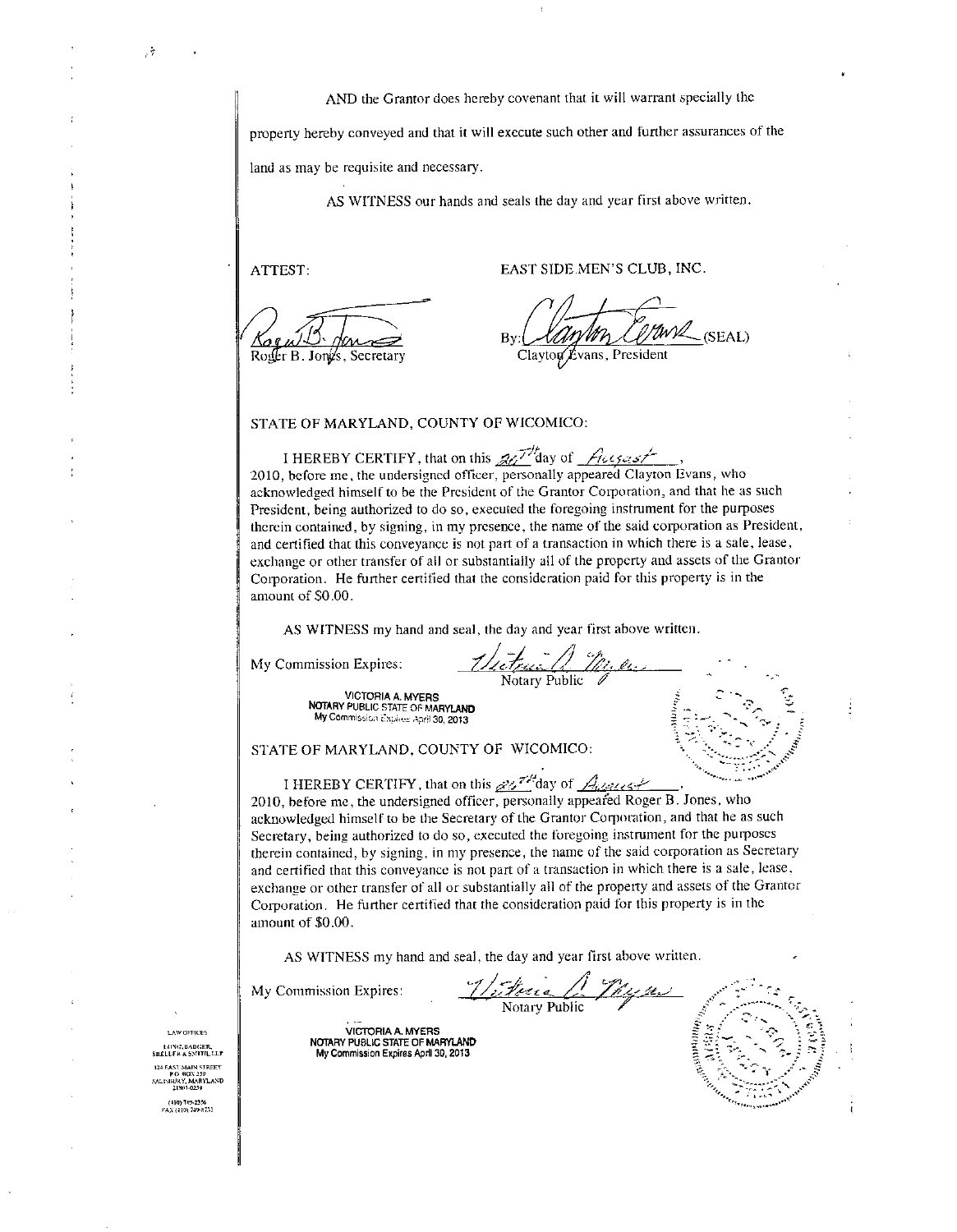AND the Grantor does hereby covenant that it will warrant specially the property hereby conveyed and that it will execute such other and further assurances of the land as may be requisite and necessary.

AS WITNESS our hands and seals the day and year first above written.

ATTEST:

Roger B. Jones, Secretary

EAST SIDE MEN'S CLUB, INC.

By: Clayton Evans, President (SEAL)

STATE OF MARYLAND, COUNTY OF WICOMICO:

I HEREBY CERTIFY, that on this 26th day of August, 2010, before me, the undersigned officer, personally appeared Clayton Evans, who acknowledged himself to be the President of the Grantor Corporation, and that he as such President, being authorized to do so, executed the foregoing instrument for the purposes therein contained, by signing, in my presence, the name of the said corporation as President, and certified that this conveyance is not part of a transaction in which there is a sale, lease, exchange or other transfer of all or substantially all of the property and assets of the Grantor Corporation. He further certified that the consideration paid for this property is in the amount of $0.00.

AS WITNESS my hand and seal, the day and year first above written.

My Commission Expires:

Notary Public

VICTORIA A. MYERS
NOTARY PUBLIC STATE OF MARYLAND
My Commission Expires April 30, 2013

STATE OF MARYLAND, COUNTY OF WICOMICO:

I HEREBY CERTIFY, that on this 26th day of August, 2010, before me, the undersigned officer, personally appeared Roger B. Jones, who acknowledged himself to be the Secretary of the Grantor Corporation, and that he as such Secretary, being authorized to do so, executed the foregoing instrument for the purposes therein contained, by signing, in my presence, the name of the said corporation as Secretary and certified that this conveyance is not part of a transaction in which there is a sale, lease, exchange or other transfer of all or substantially all of the property and assets of the Grantor Corporation. He further certified that the consideration paid for this property is in the amount of $0.00.

AS WITNESS my hand and seal, the day and year first above written.

My Commission Expires:

Notary Public

VICTORIA A. MYERS
NOTARY PUBLIC STATE OF MARYLAND
My Commission Expires April 30, 2013

LAW OFFICES
LONG, BADGER, SHELLER & SMITH, LLP
124 EAST MAIN STREET
P.O. BOX 259
SALISBURY, MARYLAND
21803-0259
(410) 749-2356
FAX (410) 749-8731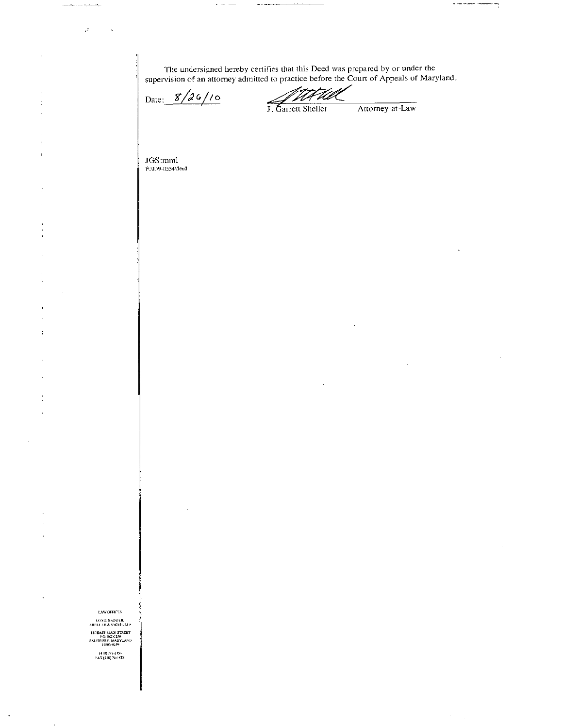The undersigned hereby certifies that this Deed was prepared by or under the supervision of an attorney admitted to practice before the Court of Appeals of Maryland.

Date: 8/26/10

J. Garrett Sheller    Attorney-at-Law

JGS:mml
F:\L\09-0554\deed

LAW OFFICES
LONG, BADGER, SHELLER & SMITH, LLP
124 EAST MAIN STREET
P.O. BOX 259
SALISBURY, MARYLAND 21803-0259
(410) 749-2356
FAX (410) 749-8731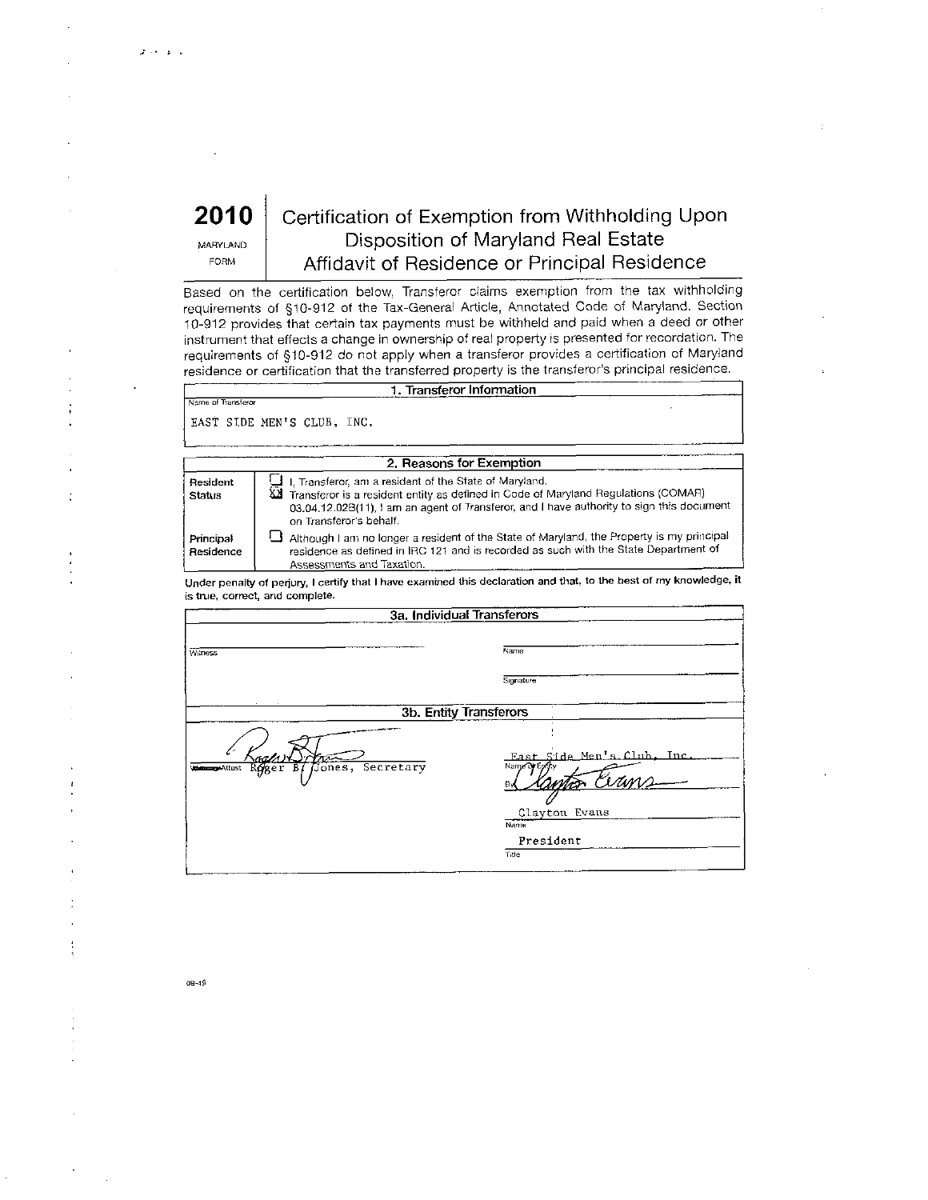**2010**

MARYLAND FORM

# Certification of Exemption from Withholding Upon Disposition of Maryland Real Estate Affidavit of Residence or Principal Residence

Based on the certification below, Transferor claims exemption from the tax withholding requirements of §10-912 of the Tax-General Article, Annotated Code of Maryland. Section 10-912 provides that certain tax payments must be withheld and paid when a deed or other instrument that effects a change in ownership of real property is presented for recordation. The requirements of §10-912 do not apply when a transferor provides a certification of Maryland residence or certification that the transferred property is the transferor's principal residence.

## 1. Transferor Information

Name of Transferor

EAST SIDE MEN'S CLUB, INC.

## 2. Reasons for Exemption

| | |
|---|---|
| **Resident Status** | ☐ I, Transferor, am a resident of the State of Maryland.<br>☒ Transferor is a resident entity as defined in Code of Maryland Regulations (COMAR) 03.04.12.02B(11), I am an agent of Transferor, and I have authority to sign this document on Transferor's behalf. |
| **Principal Residence** | ☐ Although I am no longer a resident of the State of Maryland, the Property is my principal residence as defined in IRC 121 and is recorded as such with the State Department of Assessments and Taxation. |

**Under penalty of perjury, I certify that I have examined this declaration and that, to the best of my knowledge, it is true, correct, and complete.**

## 3a. Individual Transferors

Witness

Name

Signature

## 3b. Entity Transferors

Attest: Roger B. Jones, Secretary

East Side Men's Club, Inc.
Name of Entity

By: *[signature]*

Clayton Evans
Name

President
Title

09-49